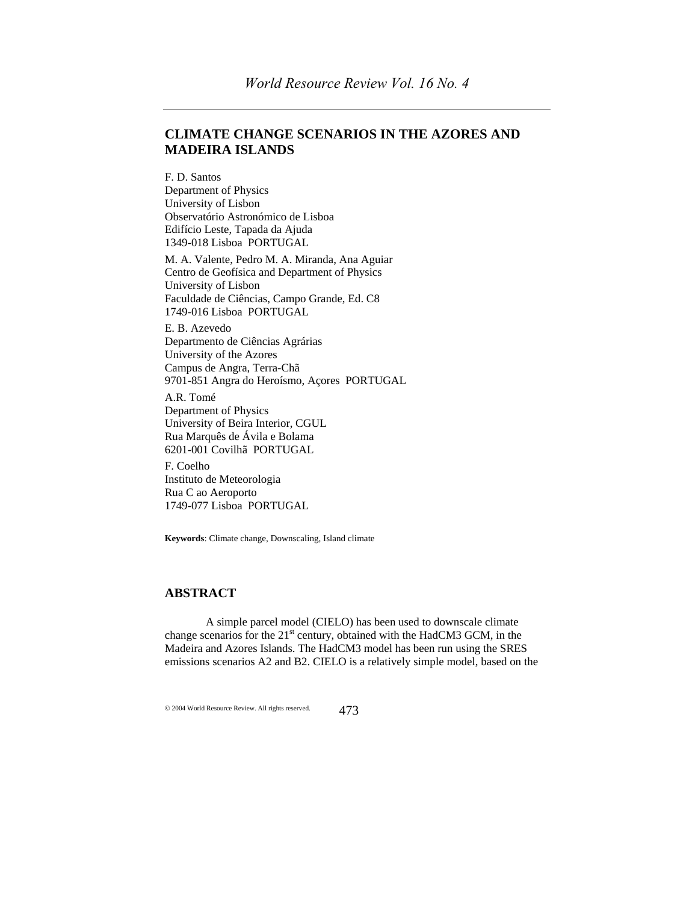# CLIMATE CHANGE SCENARIOS IN THE AZORES AND MADEIRA ISLANDS

F. D. Santos
Department of Physics
University of Lisbon
Observatório Astronómico de Lisboa
Edifício Leste, Tapada da Ajuda
1349-018 Lisboa PORTUGAL

M. A. Valente, Pedro M. A. Miranda, Ana Aguiar
Centro de Geofísica and Department of Physics
University of Lisbon
Faculdade de Ciências, Campo Grande, Ed. C8
1749-016 Lisboa PORTUGAL

E. B. Azevedo
Departmento de Ciências Agrárias
University of the Azores
Campus de Angra, Terra-Chã
9701-851 Angra do Heroísmo, Açores PORTUGAL

A.R. Tomé
Department of Physics
University of Beira Interior, CGUL
Rua Marquês de Ávila e Bolama
6201-001 Covilhã PORTUGAL

F. Coelho
Instituto de Meteorologia
Rua C ao Aeroporto
1749-077 Lisboa PORTUGAL

**Keywords**: Climate change, Downscaling, Island climate

## ABSTRACT

A simple parcel model (CIELO) has been used to downscale climate change scenarios for the 21$^{st}$ century, obtained with the HadCM3 GCM, in the Madeira and Azores Islands. The HadCM3 model has been run using the SRES emissions scenarios A2 and B2. CIELO is a relatively simple model, based on the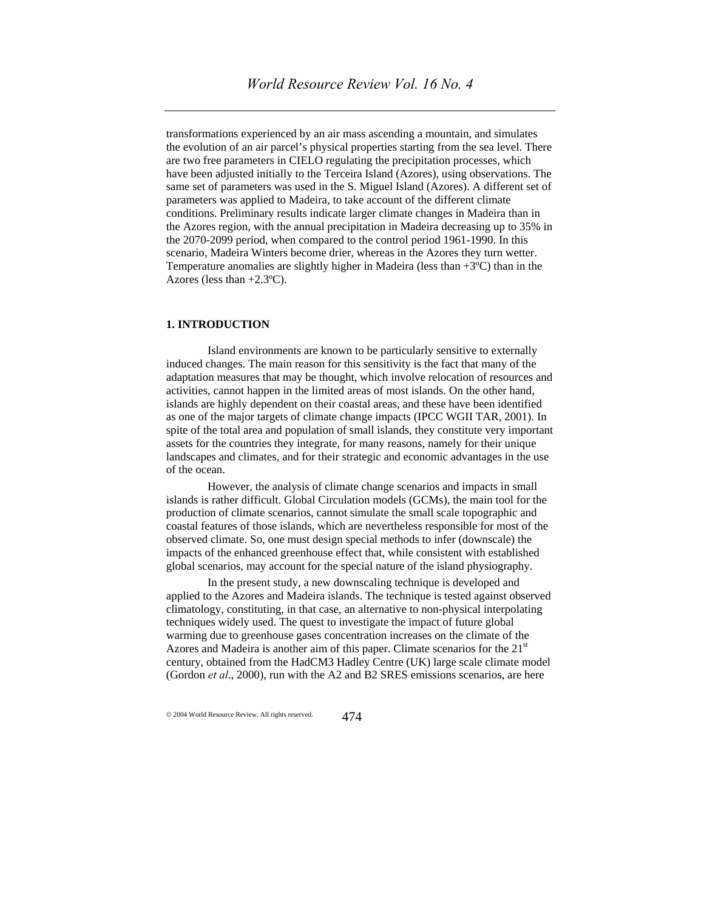transformations experienced by an air mass ascending a mountain, and simulates the evolution of an air parcel's physical properties starting from the sea level. There are two free parameters in CIELO regulating the precipitation processes, which have been adjusted initially to the Terceira Island (Azores), using observations. The same set of parameters was used in the S. Miguel Island (Azores). A different set of parameters was applied to Madeira, to take account of the different climate conditions. Preliminary results indicate larger climate changes in Madeira than in the Azores region, with the annual precipitation in Madeira decreasing up to 35% in the 2070-2099 period, when compared to the control period 1961-1990. In this scenario, Madeira Winters become drier, whereas in the Azores they turn wetter. Temperature anomalies are slightly higher in Madeira (less than +3ºC) than in the Azores (less than +2.3ºC).

## 1. INTRODUCTION

Island environments are known to be particularly sensitive to externally induced changes. The main reason for this sensitivity is the fact that many of the adaptation measures that may be thought, which involve relocation of resources and activities, cannot happen in the limited areas of most islands. On the other hand, islands are highly dependent on their coastal areas, and these have been identified as one of the major targets of climate change impacts (IPCC WGII TAR, 2001). In spite of the total area and population of small islands, they constitute very important assets for the countries they integrate, for many reasons, namely for their unique landscapes and climates, and for their strategic and economic advantages in the use of the ocean.

However, the analysis of climate change scenarios and impacts in small islands is rather difficult. Global Circulation models (GCMs), the main tool for the production of climate scenarios, cannot simulate the small scale topographic and coastal features of those islands, which are nevertheless responsible for most of the observed climate. So, one must design special methods to infer (downscale) the impacts of the enhanced greenhouse effect that, while consistent with established global scenarios, may account for the special nature of the island physiography.

In the present study, a new downscaling technique is developed and applied to the Azores and Madeira islands. The technique is tested against observed climatology, constituting, in that case, an alternative to non-physical interpolating techniques widely used. The quest to investigate the impact of future global warming due to greenhouse gases concentration increases on the climate of the Azores and Madeira is another aim of this paper. Climate scenarios for the 21st century, obtained from the HadCM3 Hadley Centre (UK) large scale climate model (Gordon *et al*., 2000), run with the A2 and B2 SRES emissions scenarios, are here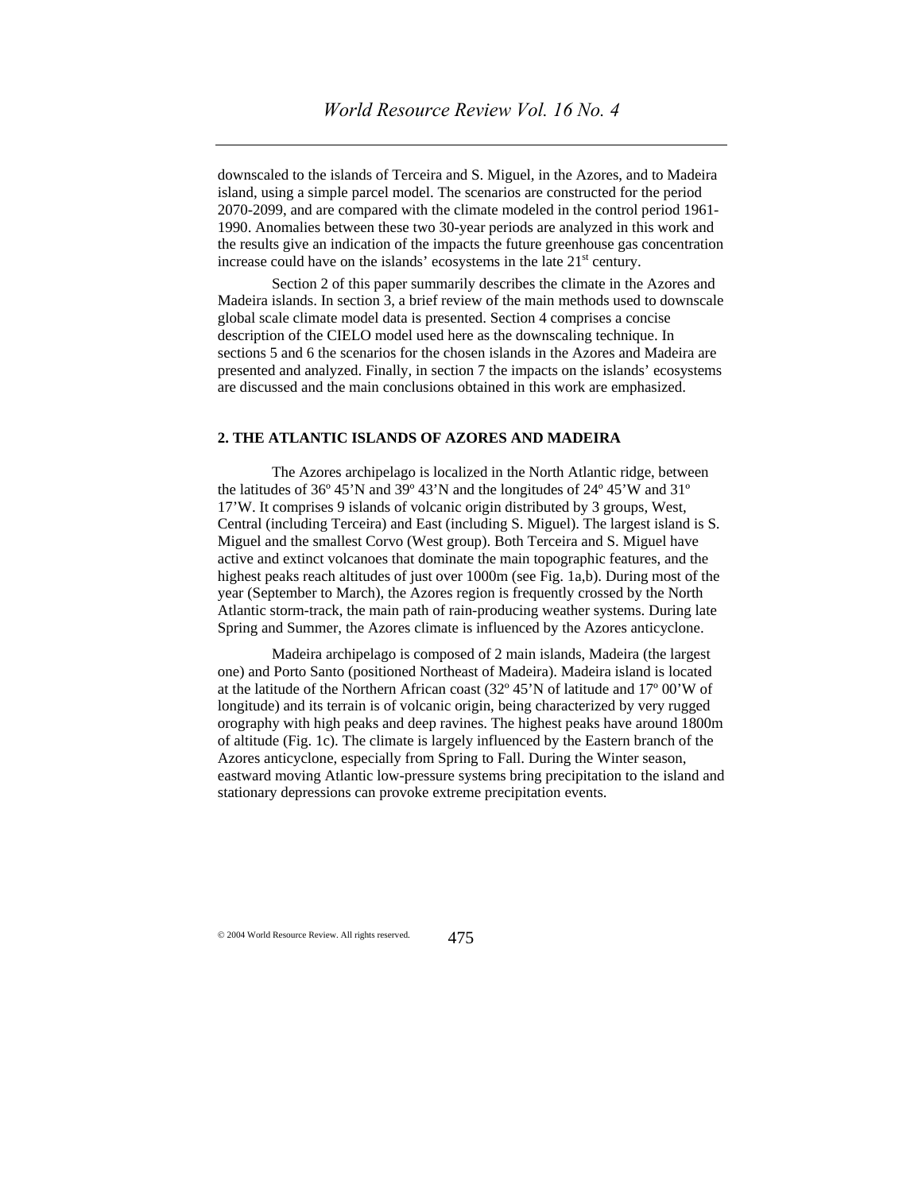downscaled to the islands of Terceira and S. Miguel, in the Azores, and to Madeira island, using a simple parcel model. The scenarios are constructed for the period 2070-2099, and are compared with the climate modeled in the control period 1961-1990. Anomalies between these two 30-year periods are analyzed in this work and the results give an indication of the impacts the future greenhouse gas concentration increase could have on the islands' ecosystems in the late 21st century.

Section 2 of this paper summarily describes the climate in the Azores and Madeira islands. In section 3, a brief review of the main methods used to downscale global scale climate model data is presented. Section 4 comprises a concise description of the CIELO model used here as the downscaling technique. In sections 5 and 6 the scenarios for the chosen islands in the Azores and Madeira are presented and analyzed. Finally, in section 7 the impacts on the islands' ecosystems are discussed and the main conclusions obtained in this work are emphasized.

## 2. THE ATLANTIC ISLANDS OF AZORES AND MADEIRA

The Azores archipelago is localized in the North Atlantic ridge, between the latitudes of 36º 45'N and 39º 43'N and the longitudes of 24º 45'W and 31º 17'W. It comprises 9 islands of volcanic origin distributed by 3 groups, West, Central (including Terceira) and East (including S. Miguel). The largest island is S. Miguel and the smallest Corvo (West group). Both Terceira and S. Miguel have active and extinct volcanoes that dominate the main topographic features, and the highest peaks reach altitudes of just over 1000m (see Fig. 1a,b). During most of the year (September to March), the Azores region is frequently crossed by the North Atlantic storm-track, the main path of rain-producing weather systems. During late Spring and Summer, the Azores climate is influenced by the Azores anticyclone.

Madeira archipelago is composed of 2 main islands, Madeira (the largest one) and Porto Santo (positioned Northeast of Madeira). Madeira island is located at the latitude of the Northern African coast (32º 45'N of latitude and 17º 00'W of longitude) and its terrain is of volcanic origin, being characterized by very rugged orography with high peaks and deep ravines. The highest peaks have around 1800m of altitude (Fig. 1c). The climate is largely influenced by the Eastern branch of the Azores anticyclone, especially from Spring to Fall. During the Winter season, eastward moving Atlantic low-pressure systems bring precipitation to the island and stationary depressions can provoke extreme precipitation events.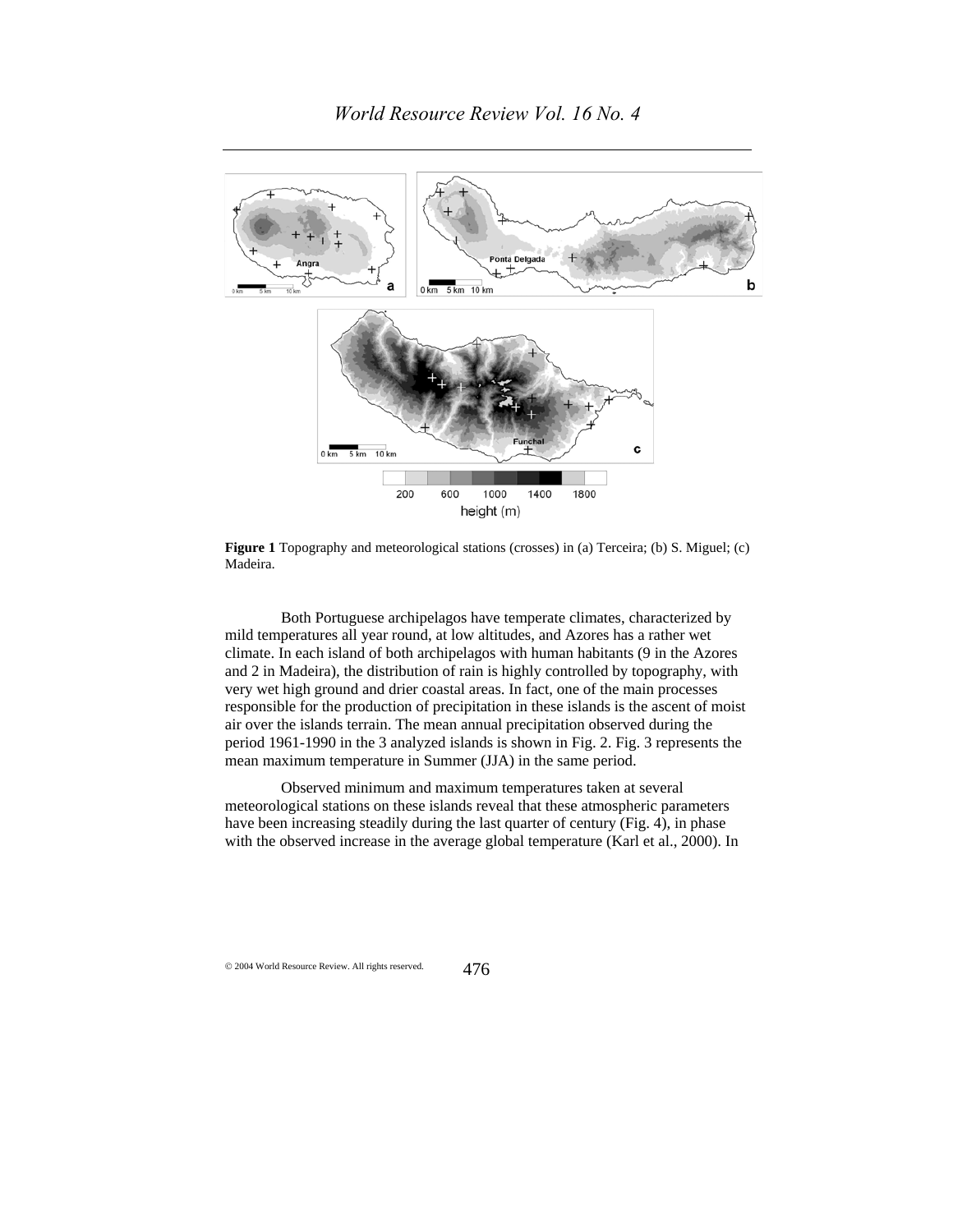**Figure 1** Topography and meteorological stations (crosses) in (a) Terceira; (b) S. Miguel; (c) Madeira.

Both Portuguese archipelagos have temperate climates, characterized by mild temperatures all year round, at low altitudes, and Azores has a rather wet climate. In each island of both archipelagos with human habitants (9 in the Azores and 2 in Madeira), the distribution of rain is highly controlled by topography, with very wet high ground and drier coastal areas. In fact, one of the main processes responsible for the production of precipitation in these islands is the ascent of moist air over the islands terrain. The mean annual precipitation observed during the period 1961-1990 in the 3 analyzed islands is shown in Fig. 2. Fig. 3 represents the mean maximum temperature in Summer (JJA) in the same period.

Observed minimum and maximum temperatures taken at several meteorological stations on these islands reveal that these atmospheric parameters have been increasing steadily during the last quarter of century (Fig. 4), in phase with the observed increase in the average global temperature (Karl et al., 2000). In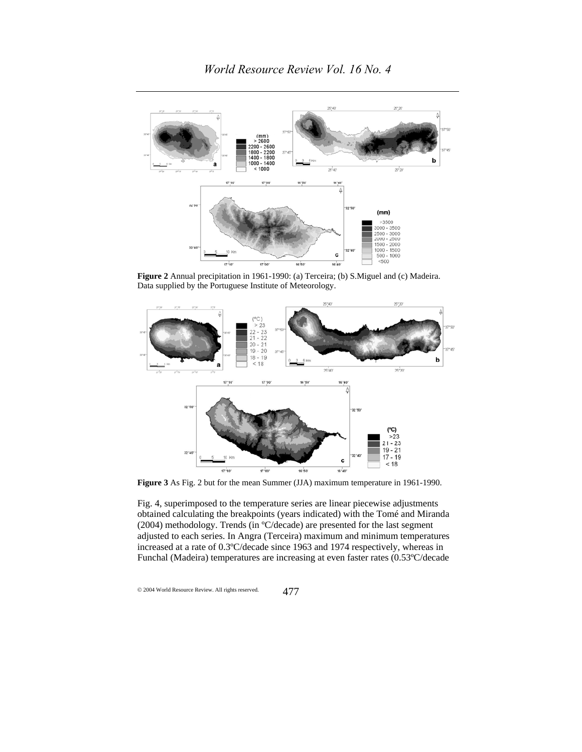**Figure 2** Annual precipitation in 1961-1990: (a) Terceira; (b) S.Miguel and (c) Madeira. Data supplied by the Portuguese Institute of Meteorology.

**Figure 3** As Fig. 2 but for the mean Summer (JJA) maximum temperature in 1961-1990.

Fig. 4, superimposed to the temperature series are linear piecewise adjustments obtained calculating the breakpoints (years indicated) with the Tomé and Miranda (2004) methodology. Trends (in ºC/decade) are presented for the last segment adjusted to each series. In Angra (Terceira) maximum and minimum temperatures increased at a rate of 0.3ºC/decade since 1963 and 1974 respectively, whereas in Funchal (Madeira) temperatures are increasing at even faster rates (0.53ºC/decade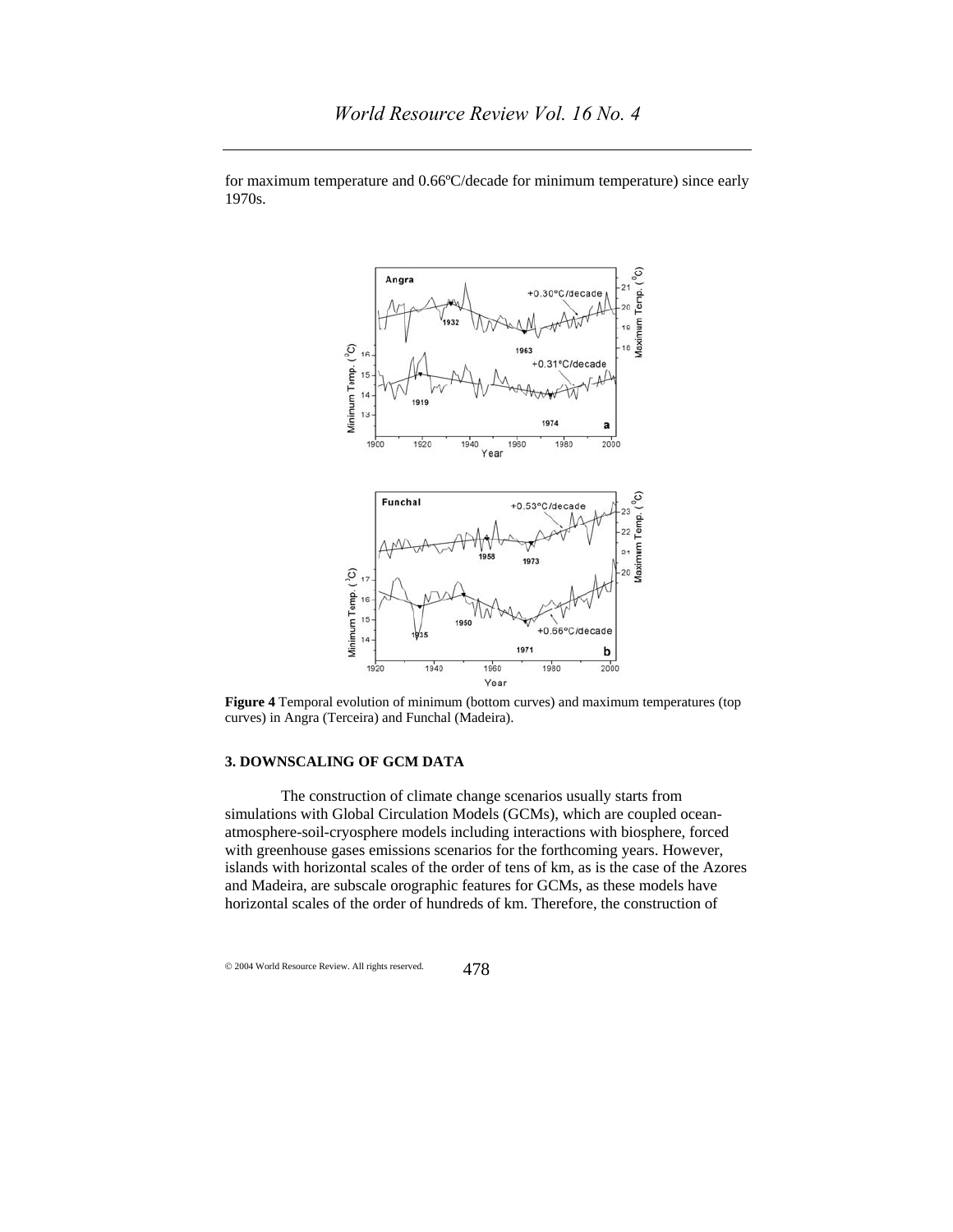for maximum temperature and 0.66ºC/decade for minimum temperature) since early 1970s.

**Figure 4** Temporal evolution of minimum (bottom curves) and maximum temperatures (top curves) in Angra (Terceira) and Funchal (Madeira).

### 3. DOWNSCALING OF GCM DATA

The construction of climate change scenarios usually starts from simulations with Global Circulation Models (GCMs), which are coupled ocean-atmosphere-soil-cryosphere models including interactions with biosphere, forced with greenhouse gases emissions scenarios for the forthcoming years. However, islands with horizontal scales of the order of tens of km, as is the case of the Azores and Madeira, are subscale orographic features for GCMs, as these models have horizontal scales of the order of hundreds of km. Therefore, the construction of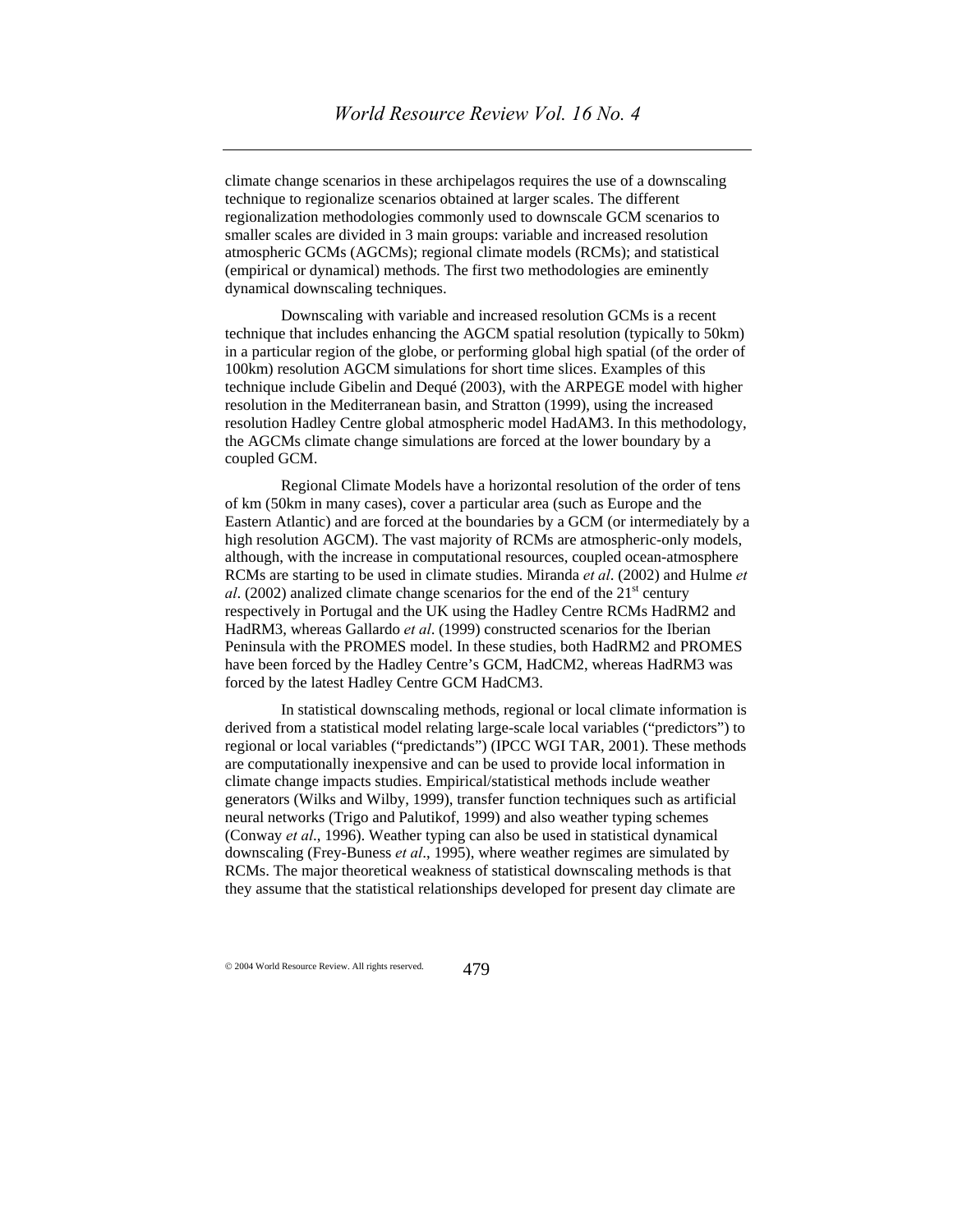climate change scenarios in these archipelagos requires the use of a downscaling technique to regionalize scenarios obtained at larger scales. The different regionalization methodologies commonly used to downscale GCM scenarios to smaller scales are divided in 3 main groups: variable and increased resolution atmospheric GCMs (AGCMs); regional climate models (RCMs); and statistical (empirical or dynamical) methods. The first two methodologies are eminently dynamical downscaling techniques.

Downscaling with variable and increased resolution GCMs is a recent technique that includes enhancing the AGCM spatial resolution (typically to 50km) in a particular region of the globe, or performing global high spatial (of the order of 100km) resolution AGCM simulations for short time slices. Examples of this technique include Gibelin and Dequé (2003), with the ARPEGE model with higher resolution in the Mediterranean basin, and Stratton (1999), using the increased resolution Hadley Centre global atmospheric model HadAM3. In this methodology, the AGCMs climate change simulations are forced at the lower boundary by a coupled GCM.

Regional Climate Models have a horizontal resolution of the order of tens of km (50km in many cases), cover a particular area (such as Europe and the Eastern Atlantic) and are forced at the boundaries by a GCM (or intermediately by a high resolution AGCM). The vast majority of RCMs are atmospheric-only models, although, with the increase in computational resources, coupled ocean-atmosphere RCMs are starting to be used in climate studies. Miranda *et al*. (2002) and Hulme *et al*. (2002) analized climate change scenarios for the end of the 21st century respectively in Portugal and the UK using the Hadley Centre RCMs HadRM2 and HadRM3, whereas Gallardo *et al*. (1999) constructed scenarios for the Iberian Peninsula with the PROMES model. In these studies, both HadRM2 and PROMES have been forced by the Hadley Centre's GCM, HadCM2, whereas HadRM3 was forced by the latest Hadley Centre GCM HadCM3.

In statistical downscaling methods, regional or local climate information is derived from a statistical model relating large-scale local variables ("predictors") to regional or local variables ("predictands") (IPCC WGI TAR, 2001). These methods are computationally inexpensive and can be used to provide local information in climate change impacts studies. Empirical/statistical methods include weather generators (Wilks and Wilby, 1999), transfer function techniques such as artificial neural networks (Trigo and Palutikof, 1999) and also weather typing schemes (Conway *et al*., 1996). Weather typing can also be used in statistical dynamical downscaling (Frey-Buness *et al*., 1995), where weather regimes are simulated by RCMs. The major theoretical weakness of statistical downscaling methods is that they assume that the statistical relationships developed for present day climate are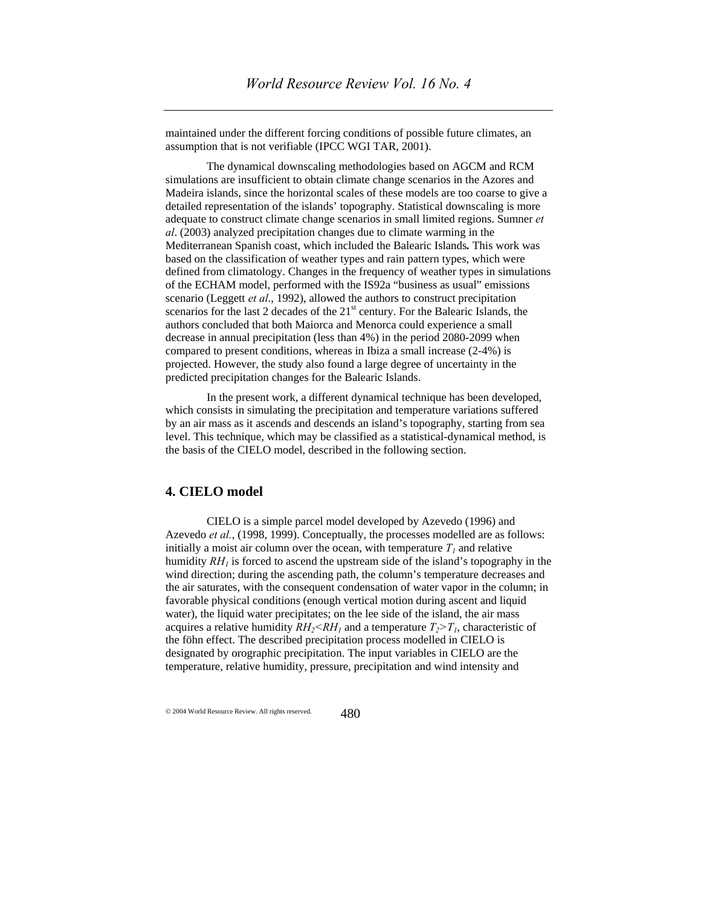maintained under the different forcing conditions of possible future climates, an assumption that is not verifiable (IPCC WGI TAR, 2001).

The dynamical downscaling methodologies based on AGCM and RCM simulations are insufficient to obtain climate change scenarios in the Azores and Madeira islands, since the horizontal scales of these models are too coarse to give a detailed representation of the islands' topography. Statistical downscaling is more adequate to construct climate change scenarios in small limited regions. Sumner *et al*. (2003) analyzed precipitation changes due to climate warming in the Mediterranean Spanish coast, which included the Balearic Islands**.** This work was based on the classification of weather types and rain pattern types, which were defined from climatology. Changes in the frequency of weather types in simulations of the ECHAM model, performed with the IS92a "business as usual" emissions scenario (Leggett *et al*., 1992), allowed the authors to construct precipitation scenarios for the last 2 decades of the $21^{st}$ century. For the Balearic Islands, the authors concluded that both Maiorca and Menorca could experience a small decrease in annual precipitation (less than 4%) in the period 2080-2099 when compared to present conditions, whereas in Ibiza a small increase (2-4%) is projected. However, the study also found a large degree of uncertainty in the predicted precipitation changes for the Balearic Islands.

In the present work, a different dynamical technique has been developed, which consists in simulating the precipitation and temperature variations suffered by an air mass as it ascends and descends an island's topography, starting from sea level. This technique, which may be classified as a statistical-dynamical method, is the basis of the CIELO model, described in the following section.

## 4. CIELO model

CIELO is a simple parcel model developed by Azevedo (1996) and Azevedo *et al.*, (1998, 1999). Conceptually, the processes modelled are as follows: initially a moist air column over the ocean, with temperature $T_1$ and relative humidity $RH_1$ is forced to ascend the upstream side of the island's topography in the wind direction; during the ascending path, the column's temperature decreases and the air saturates, with the consequent condensation of water vapor in the column; in favorable physical conditions (enough vertical motion during ascent and liquid water), the liquid water precipitates; on the lee side of the island, the air mass acquires a relative humidity $RH_2<RH_1$ and a temperature $T_2>T_1$, characteristic of the föhn effect. The described precipitation process modelled in CIELO is designated by orographic precipitation. The input variables in CIELO are the temperature, relative humidity, pressure, precipitation and wind intensity and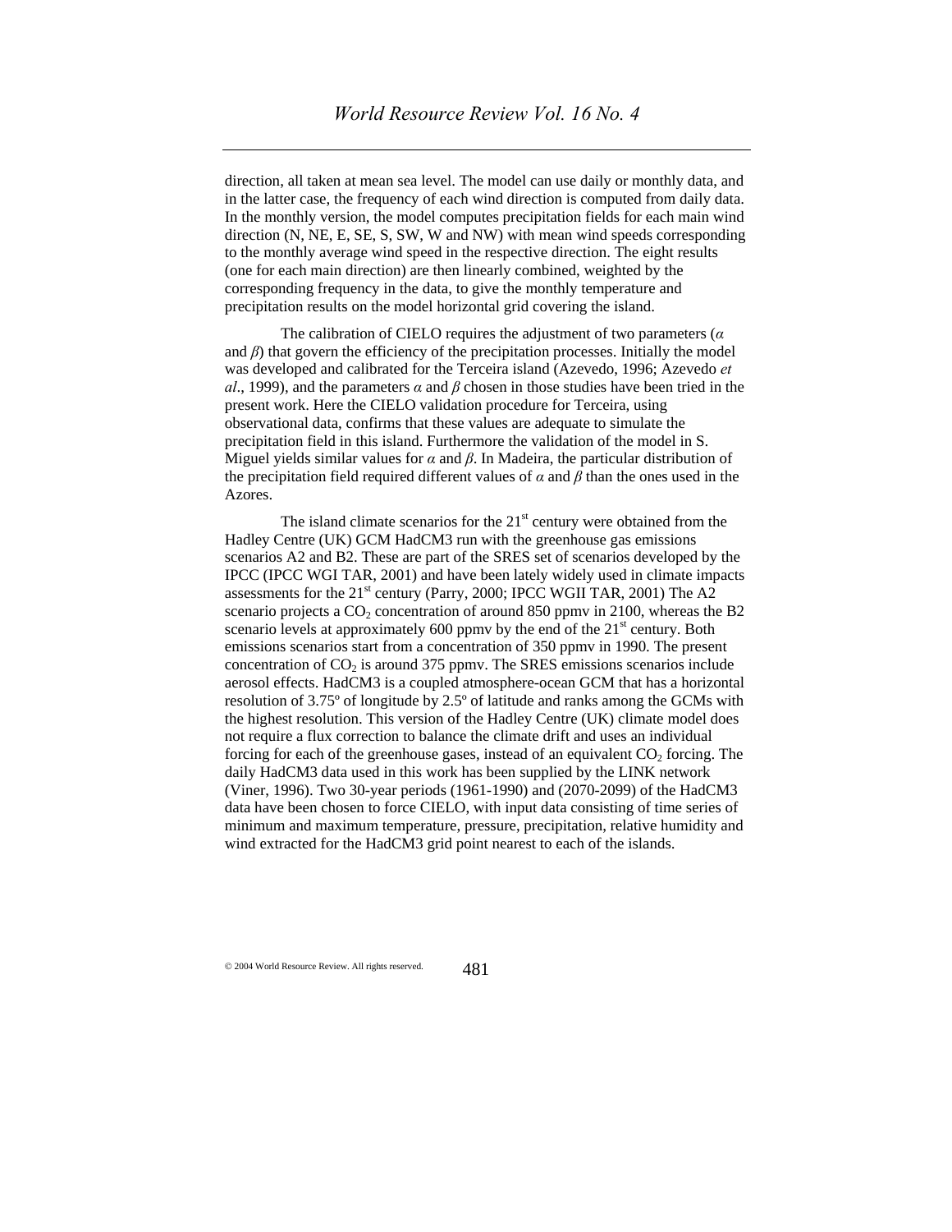direction, all taken at mean sea level. The model can use daily or monthly data, and in the latter case, the frequency of each wind direction is computed from daily data. In the monthly version, the model computes precipitation fields for each main wind direction (N, NE, E, SE, S, SW, W and NW) with mean wind speeds corresponding to the monthly average wind speed in the respective direction. The eight results (one for each main direction) are then linearly combined, weighted by the corresponding frequency in the data, to give the monthly temperature and precipitation results on the model horizontal grid covering the island.

The calibration of CIELO requires the adjustment of two parameters ($\alpha$ and $\beta$) that govern the efficiency of the precipitation processes. Initially the model was developed and calibrated for the Terceira island (Azevedo, 1996; Azevedo *et al*., 1999), and the parameters $\alpha$ and $\beta$ chosen in those studies have been tried in the present work. Here the CIELO validation procedure for Terceira, using observational data, confirms that these values are adequate to simulate the precipitation field in this island. Furthermore the validation of the model in S. Miguel yields similar values for $\alpha$ and $\beta$. In Madeira, the particular distribution of the precipitation field required different values of $\alpha$ and $\beta$ than the ones used in the Azores.

The island climate scenarios for the 21st century were obtained from the Hadley Centre (UK) GCM HadCM3 run with the greenhouse gas emissions scenarios A2 and B2. These are part of the SRES set of scenarios developed by the IPCC (IPCC WGI TAR, 2001) and have been lately widely used in climate impacts assessments for the 21st century (Parry, 2000; IPCC WGII TAR, 2001) The A2 scenario projects a $CO_2$ concentration of around 850 ppmv in 2100, whereas the B2 scenario levels at approximately 600 ppmv by the end of the 21st century. Both emissions scenarios start from a concentration of 350 ppmv in 1990. The present concentration of $CO_2$ is around 375 ppmv. The SRES emissions scenarios include aerosol effects. HadCM3 is a coupled atmosphere-ocean GCM that has a horizontal resolution of 3.75º of longitude by 2.5º of latitude and ranks among the GCMs with the highest resolution. This version of the Hadley Centre (UK) climate model does not require a flux correction to balance the climate drift and uses an individual forcing for each of the greenhouse gases, instead of an equivalent $CO_2$ forcing. The daily HadCM3 data used in this work has been supplied by the LINK network (Viner, 1996). Two 30-year periods (1961-1990) and (2070-2099) of the HadCM3 data have been chosen to force CIELO, with input data consisting of time series of minimum and maximum temperature, pressure, precipitation, relative humidity and wind extracted for the HadCM3 grid point nearest to each of the islands.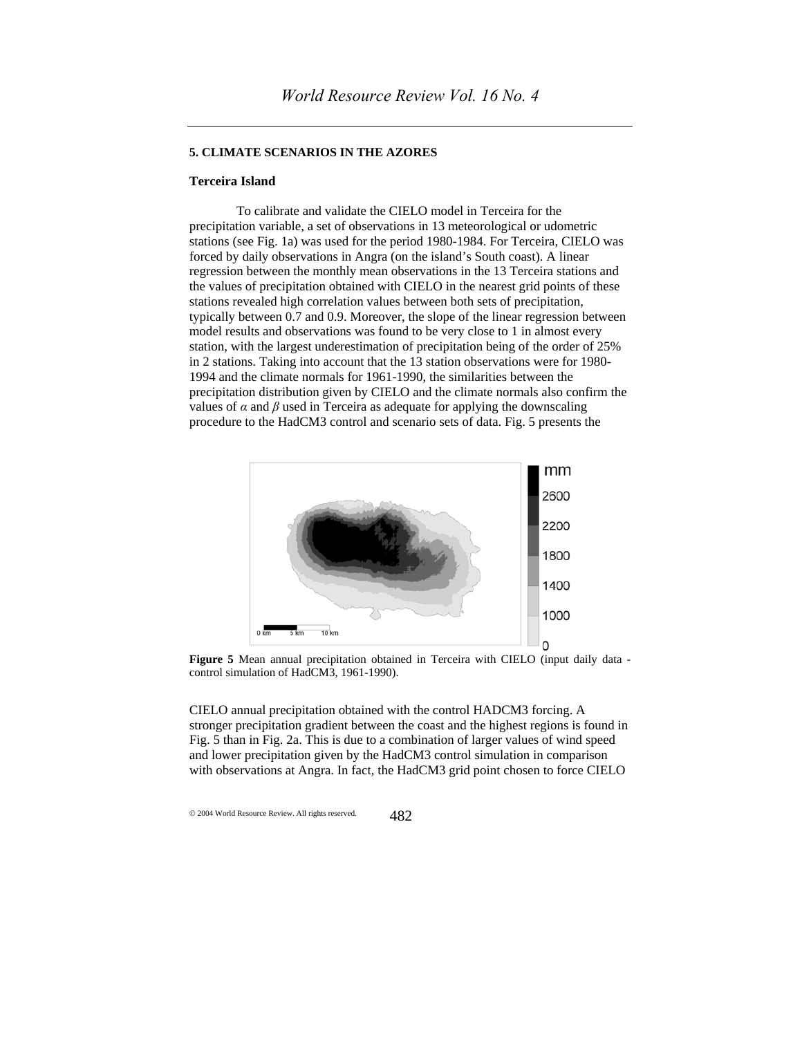## 5. CLIMATE SCENARIOS IN THE AZORES

### Terceira Island

To calibrate and validate the CIELO model in Terceira for the precipitation variable, a set of observations in 13 meteorological or udometric stations (see Fig. 1a) was used for the period 1980-1984. For Terceira, CIELO was forced by daily observations in Angra (on the island's South coast). A linear regression between the monthly mean observations in the 13 Terceira stations and the values of precipitation obtained with CIELO in the nearest grid points of these stations revealed high correlation values between both sets of precipitation, typically between 0.7 and 0.9. Moreover, the slope of the linear regression between model results and observations was found to be very close to 1 in almost every station, with the largest underestimation of precipitation being of the order of 25% in 2 stations. Taking into account that the 13 station observations were for 1980-1994 and the climate normals for 1961-1990, the similarities between the precipitation distribution given by CIELO and the climate normals also confirm the values of $\alpha$ and $\beta$ used in Terceira as adequate for applying the downscaling procedure to the HadCM3 control and scenario sets of data. Fig. 5 presents the

**Figure 5** Mean annual precipitation obtained in Terceira with CIELO (input daily data - control simulation of HadCM3, 1961-1990).

CIELO annual precipitation obtained with the control HADCM3 forcing. A stronger precipitation gradient between the coast and the highest regions is found in Fig. 5 than in Fig. 2a. This is due to a combination of larger values of wind speed and lower precipitation given by the HadCM3 control simulation in comparison with observations at Angra. In fact, the HadCM3 grid point chosen to force CIELO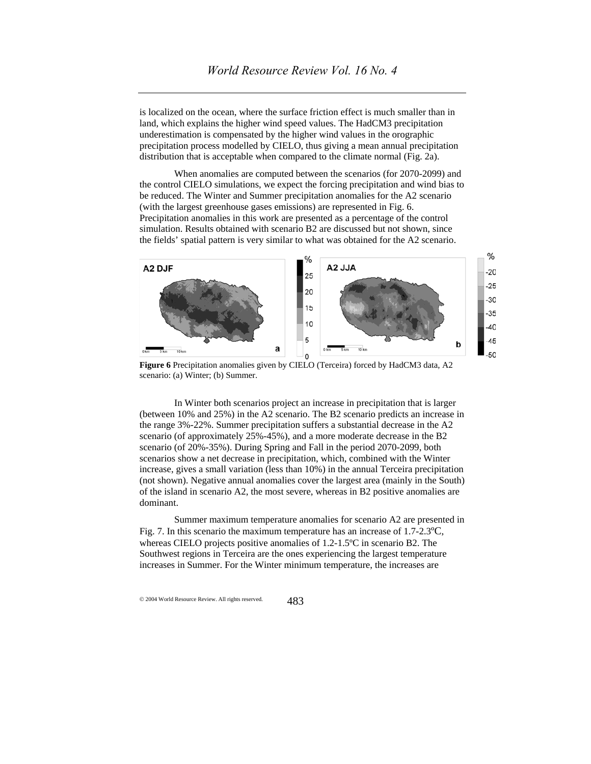is localized on the ocean, where the surface friction effect is much smaller than in land, which explains the higher wind speed values. The HadCM3 precipitation underestimation is compensated by the higher wind values in the orographic precipitation process modelled by CIELO, thus giving a mean annual precipitation distribution that is acceptable when compared to the climate normal (Fig. 2a).

When anomalies are computed between the scenarios (for 2070-2099) and the control CIELO simulations, we expect the forcing precipitation and wind bias to be reduced. The Winter and Summer precipitation anomalies for the A2 scenario (with the largest greenhouse gases emissions) are represented in Fig. 6. Precipitation anomalies in this work are presented as a percentage of the control simulation. Results obtained with scenario B2 are discussed but not shown, since the fields' spatial pattern is very similar to what was obtained for the A2 scenario.

**Figure 6** Precipitation anomalies given by CIELO (Terceira) forced by HadCM3 data, A2 scenario: (a) Winter; (b) Summer.

In Winter both scenarios project an increase in precipitation that is larger (between 10% and 25%) in the A2 scenario. The B2 scenario predicts an increase in the range 3%-22%. Summer precipitation suffers a substantial decrease in the A2 scenario (of approximately 25%-45%), and a more moderate decrease in the B2 scenario (of 20%-35%). During Spring and Fall in the period 2070-2099, both scenarios show a net decrease in precipitation, which, combined with the Winter increase, gives a small variation (less than 10%) in the annual Terceira precipitation (not shown). Negative annual anomalies cover the largest area (mainly in the South) of the island in scenario A2, the most severe, whereas in B2 positive anomalies are dominant.

Summer maximum temperature anomalies for scenario A2 are presented in Fig. 7. In this scenario the maximum temperature has an increase of 1.7-2.3ºC, whereas CIELO projects positive anomalies of 1.2-1.5ºC in scenario B2. The Southwest regions in Terceira are the ones experiencing the largest temperature increases in Summer. For the Winter minimum temperature, the increases are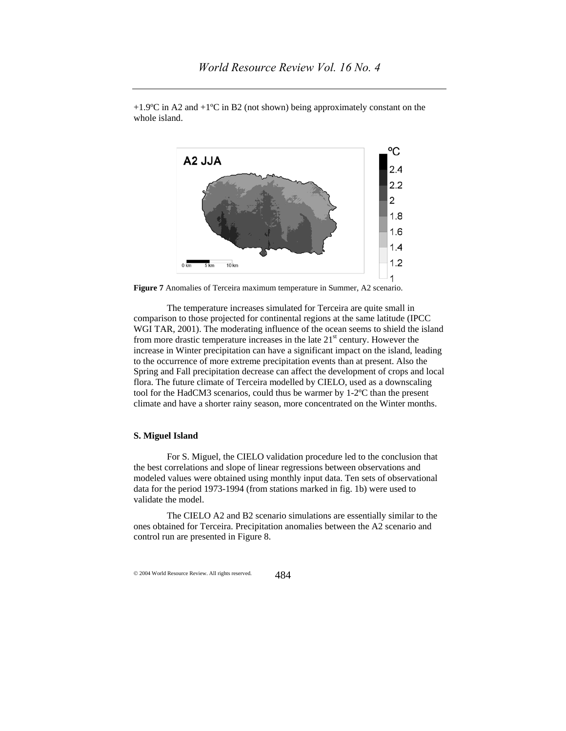+1.9ºC in A2 and +1ºC in B2 (not shown) being approximately constant on the whole island.

**Figure 7** Anomalies of Terceira maximum temperature in Summer, A2 scenario.

The temperature increases simulated for Terceira are quite small in comparison to those projected for continental regions at the same latitude (IPCC WGI TAR, 2001). The moderating influence of the ocean seems to shield the island from more drastic temperature increases in the late 21st century. However the increase in Winter precipitation can have a significant impact on the island, leading to the occurrence of more extreme precipitation events than at present. Also the Spring and Fall precipitation decrease can affect the development of crops and local flora. The future climate of Terceira modelled by CIELO, used as a downscaling tool for the HadCM3 scenarios, could thus be warmer by 1-2ºC than the present climate and have a shorter rainy season, more concentrated on the Winter months.

**S. Miguel Island**

For S. Miguel, the CIELO validation procedure led to the conclusion that the best correlations and slope of linear regressions between observations and modeled values were obtained using monthly input data. Ten sets of observational data for the period 1973-1994 (from stations marked in fig. 1b) were used to validate the model.

The CIELO A2 and B2 scenario simulations are essentially similar to the ones obtained for Terceira. Precipitation anomalies between the A2 scenario and control run are presented in Figure 8.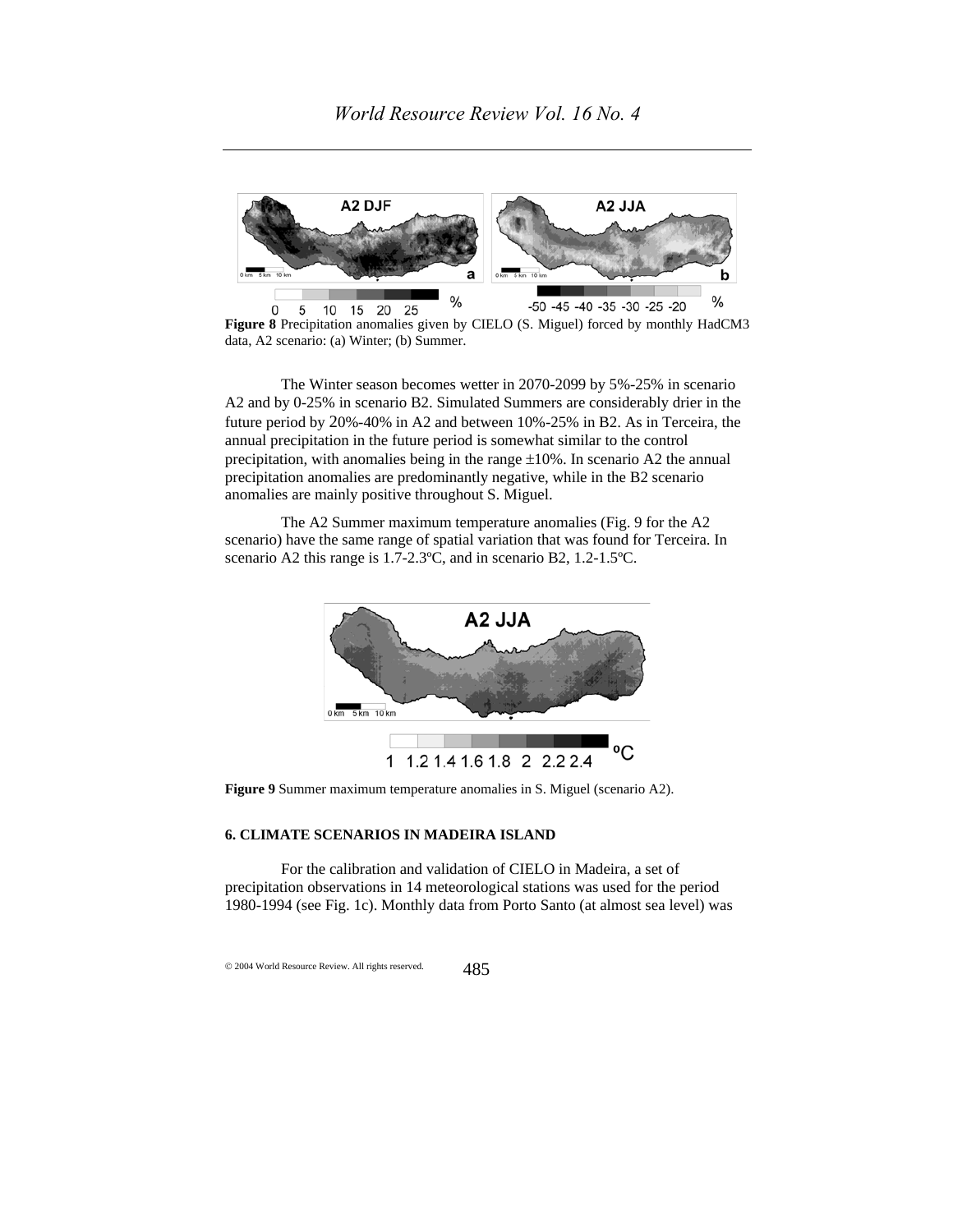**Figure 8** Precipitation anomalies given by CIELO (S. Miguel) forced by monthly HadCM3 data, A2 scenario: (a) Winter; (b) Summer.

The Winter season becomes wetter in 2070-2099 by 5%-25% in scenario A2 and by 0-25% in scenario B2. Simulated Summers are considerably drier in the future period by 20%-40% in A2 and between 10%-25% in B2. As in Terceira, the annual precipitation in the future period is somewhat similar to the control precipitation, with anomalies being in the range ±10%. In scenario A2 the annual precipitation anomalies are predominantly negative, while in the B2 scenario anomalies are mainly positive throughout S. Miguel.

The A2 Summer maximum temperature anomalies (Fig. 9 for the A2 scenario) have the same range of spatial variation that was found for Terceira. In scenario A2 this range is 1.7-2.3ºC, and in scenario B2, 1.2-1.5ºC.

**Figure 9** Summer maximum temperature anomalies in S. Miguel (scenario A2).

### 6. CLIMATE SCENARIOS IN MADEIRA ISLAND

For the calibration and validation of CIELO in Madeira, a set of precipitation observations in 14 meteorological stations was used for the period 1980-1994 (see Fig. 1c). Monthly data from Porto Santo (at almost sea level) was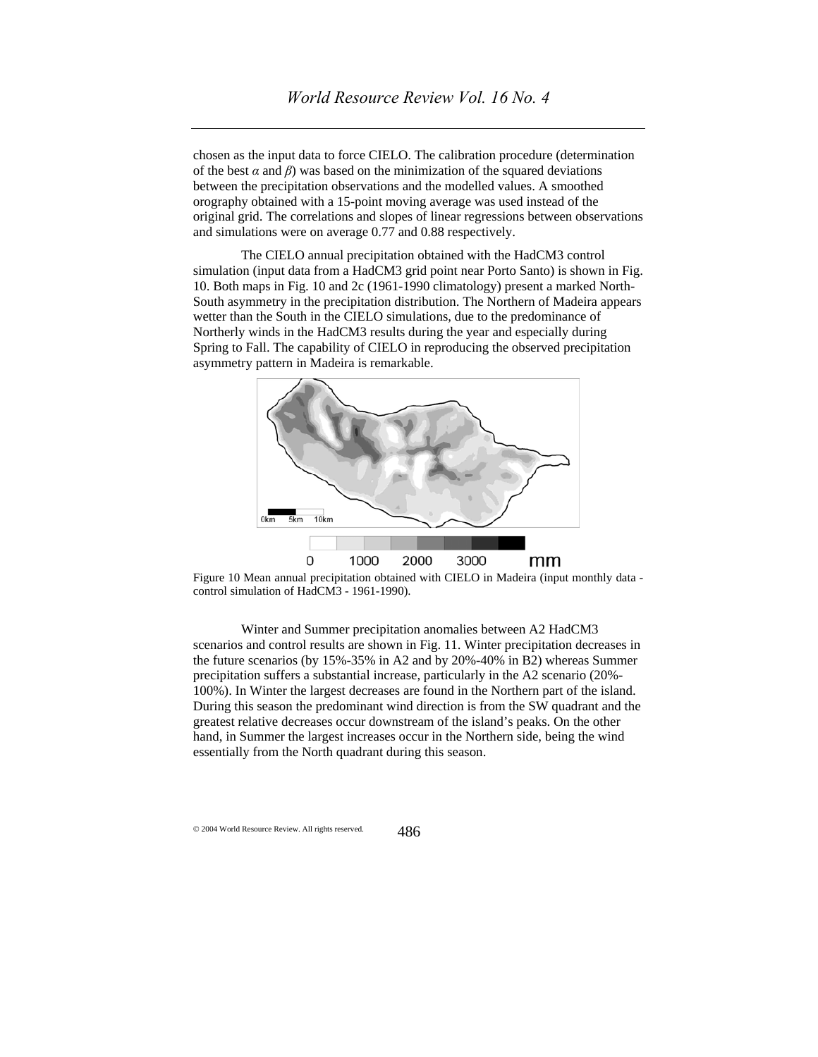chosen as the input data to force CIELO. The calibration procedure (determination of the best $\alpha$ and $\beta$) was based on the minimization of the squared deviations between the precipitation observations and the modelled values. A smoothed orography obtained with a 15-point moving average was used instead of the original grid. The correlations and slopes of linear regressions between observations and simulations were on average 0.77 and 0.88 respectively.

The CIELO annual precipitation obtained with the HadCM3 control simulation (input data from a HadCM3 grid point near Porto Santo) is shown in Fig. 10. Both maps in Fig. 10 and 2c (1961-1990 climatology) present a marked North-South asymmetry in the precipitation distribution. The Northern of Madeira appears wetter than the South in the CIELO simulations, due to the predominance of Northerly winds in the HadCM3 results during the year and especially during Spring to Fall. The capability of CIELO in reproducing the observed precipitation asymmetry pattern in Madeira is remarkable.

Figure 10 Mean annual precipitation obtained with CIELO in Madeira (input monthly data - control simulation of HadCM3 - 1961-1990).

Winter and Summer precipitation anomalies between A2 HadCM3 scenarios and control results are shown in Fig. 11. Winter precipitation decreases in the future scenarios (by 15%-35% in A2 and by 20%-40% in B2) whereas Summer precipitation suffers a substantial increase, particularly in the A2 scenario (20%-100%). In Winter the largest decreases are found in the Northern part of the island. During this season the predominant wind direction is from the SW quadrant and the greatest relative decreases occur downstream of the island's peaks. On the other hand, in Summer the largest increases occur in the Northern side, being the wind essentially from the North quadrant during this season.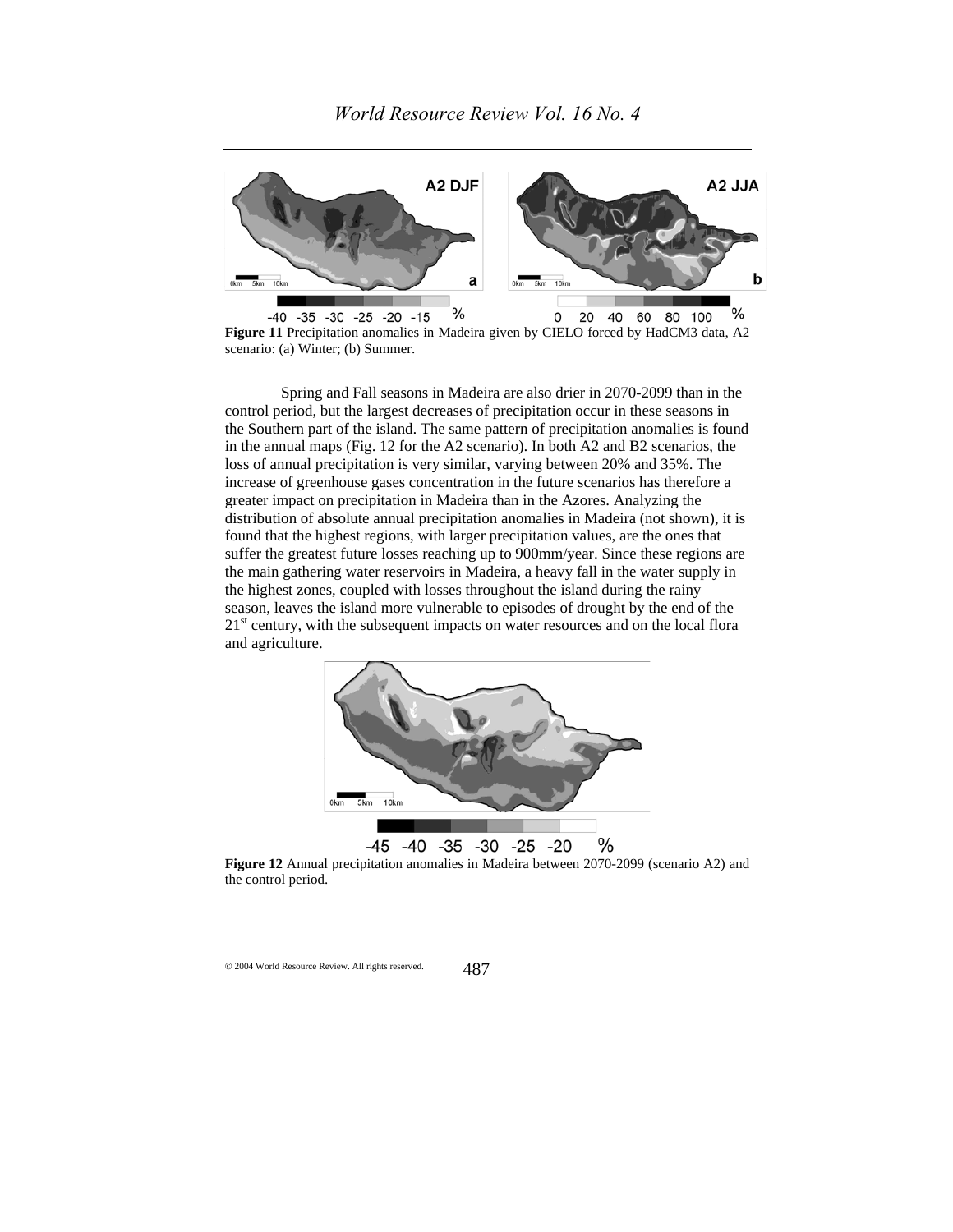**Figure 11** Precipitation anomalies in Madeira given by CIELO forced by HadCM3 data, A2 scenario: (a) Winter; (b) Summer.

Spring and Fall seasons in Madeira are also drier in 2070-2099 than in the control period, but the largest decreases of precipitation occur in these seasons in the Southern part of the island. The same pattern of precipitation anomalies is found in the annual maps (Fig. 12 for the A2 scenario). In both A2 and B2 scenarios, the loss of annual precipitation is very similar, varying between 20% and 35%. The increase of greenhouse gases concentration in the future scenarios has therefore a greater impact on precipitation in Madeira than in the Azores. Analyzing the distribution of absolute annual precipitation anomalies in Madeira (not shown), it is found that the highest regions, with larger precipitation values, are the ones that suffer the greatest future losses reaching up to 900mm/year. Since these regions are the main gathering water reservoirs in Madeira, a heavy fall in the water supply in the highest zones, coupled with losses throughout the island during the rainy season, leaves the island more vulnerable to episodes of drought by the end of the 21st century, with the subsequent impacts on water resources and on the local flora and agriculture.

**Figure 12** Annual precipitation anomalies in Madeira between 2070-2099 (scenario A2) and the control period.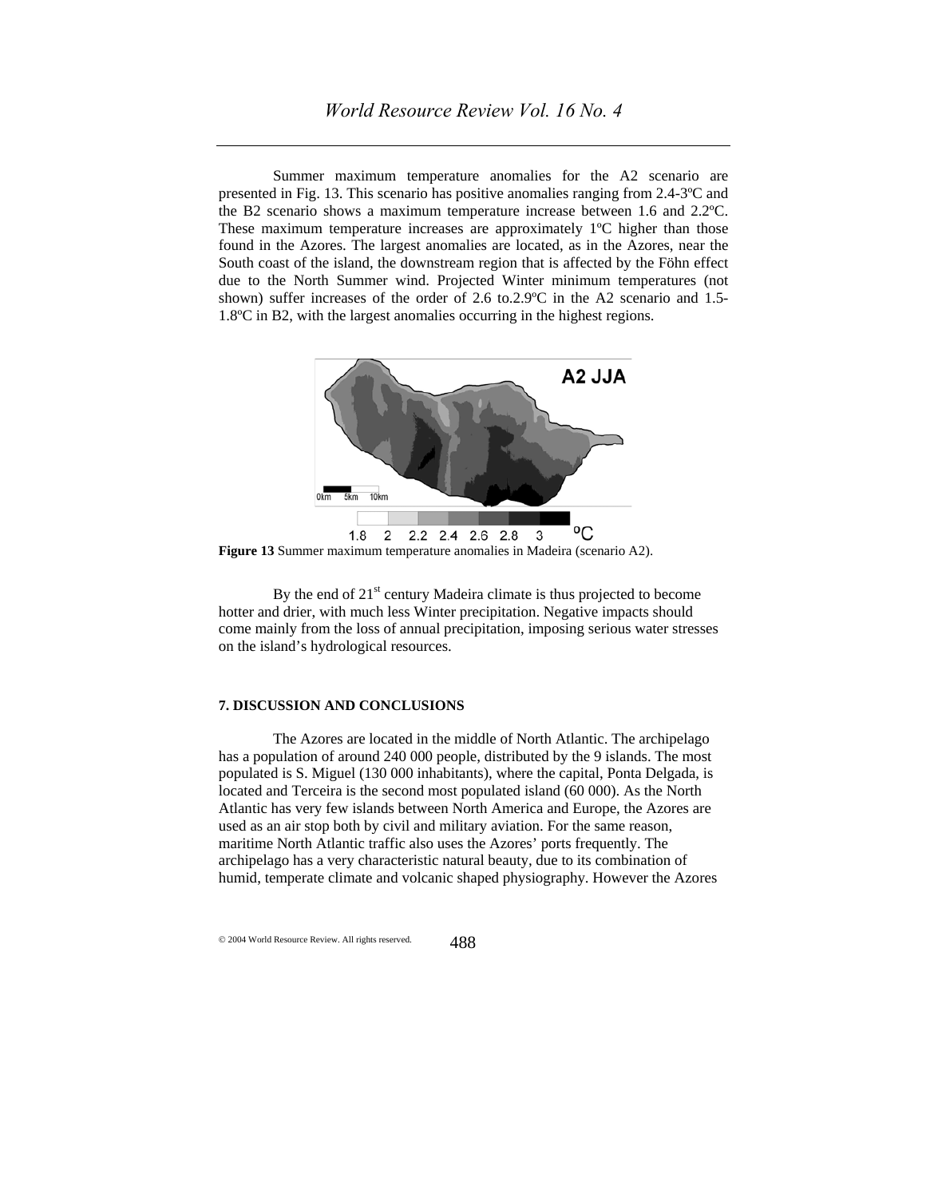Summer maximum temperature anomalies for the A2 scenario are presented in Fig. 13. This scenario has positive anomalies ranging from 2.4-3ºC and the B2 scenario shows a maximum temperature increase between 1.6 and 2.2ºC. These maximum temperature increases are approximately 1ºC higher than those found in the Azores. The largest anomalies are located, as in the Azores, near the South coast of the island, the downstream region that is affected by the Föhn effect due to the North Summer wind. Projected Winter minimum temperatures (not shown) suffer increases of the order of 2.6 to.2.9ºC in the A2 scenario and 1.5-1.8ºC in B2, with the largest anomalies occurring in the highest regions.

**Figure 13** Summer maximum temperature anomalies in Madeira (scenario A2).

By the end of 21st century Madeira climate is thus projected to become hotter and drier, with much less Winter precipitation. Negative impacts should come mainly from the loss of annual precipitation, imposing serious water stresses on the island's hydrological resources.

## 7. DISCUSSION AND CONCLUSIONS

The Azores are located in the middle of North Atlantic. The archipelago has a population of around 240 000 people, distributed by the 9 islands. The most populated is S. Miguel (130 000 inhabitants), where the capital, Ponta Delgada, is located and Terceira is the second most populated island (60 000). As the North Atlantic has very few islands between North America and Europe, the Azores are used as an air stop both by civil and military aviation. For the same reason, maritime North Atlantic traffic also uses the Azores' ports frequently. The archipelago has a very characteristic natural beauty, due to its combination of humid, temperate climate and volcanic shaped physiography. However the Azores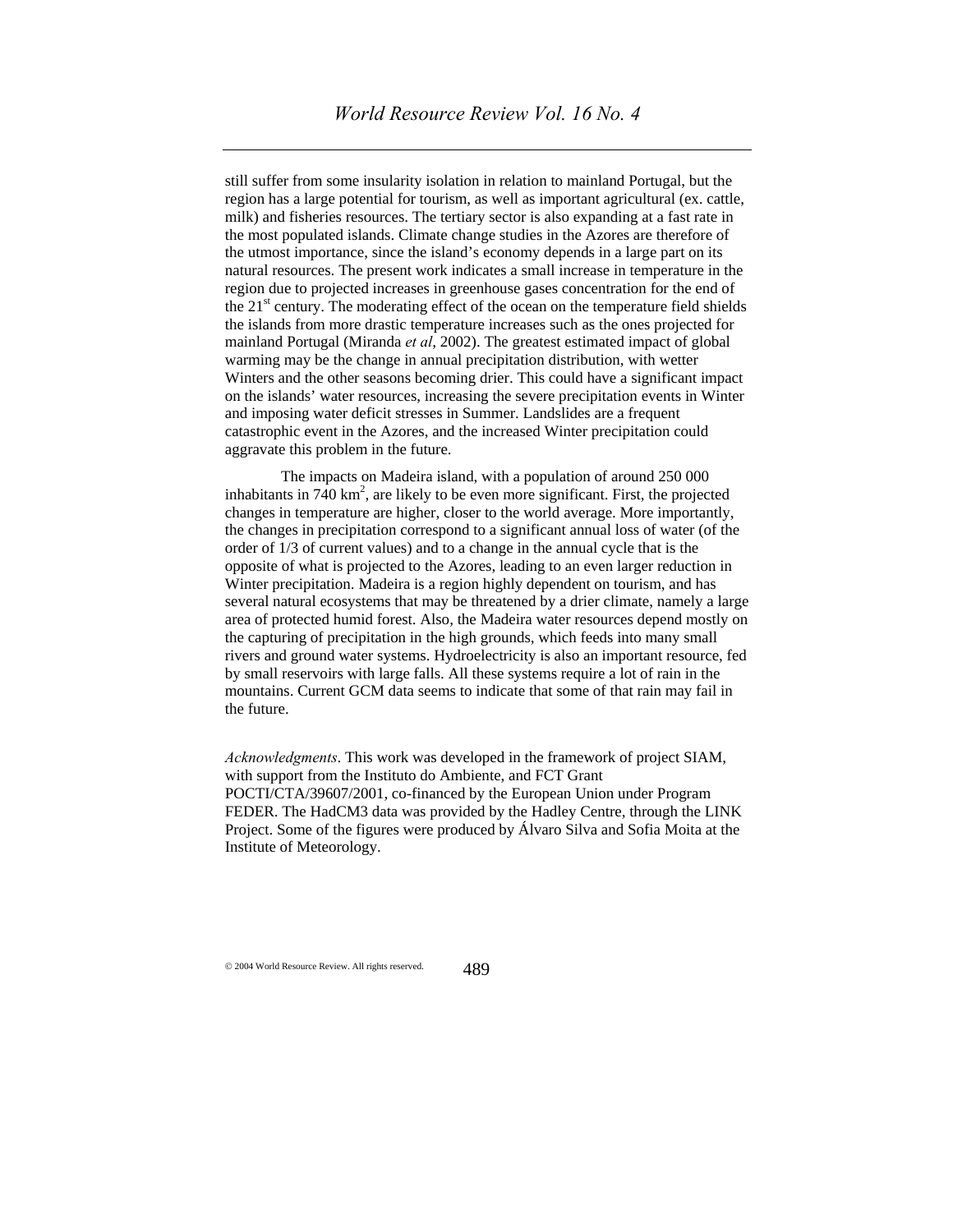still suffer from some insularity isolation in relation to mainland Portugal, but the region has a large potential for tourism, as well as important agricultural (ex. cattle, milk) and fisheries resources. The tertiary sector is also expanding at a fast rate in the most populated islands. Climate change studies in the Azores are therefore of the utmost importance, since the island's economy depends in a large part on its natural resources. The present work indicates a small increase in temperature in the region due to projected increases in greenhouse gases concentration for the end of the 21st century. The moderating effect of the ocean on the temperature field shields the islands from more drastic temperature increases such as the ones projected for mainland Portugal (Miranda *et al*, 2002). The greatest estimated impact of global warming may be the change in annual precipitation distribution, with wetter Winters and the other seasons becoming drier. This could have a significant impact on the islands' water resources, increasing the severe precipitation events in Winter and imposing water deficit stresses in Summer. Landslides are a frequent catastrophic event in the Azores, and the increased Winter precipitation could aggravate this problem in the future.

The impacts on Madeira island, with a population of around 250 000 inhabitants in 740 $km^2$, are likely to be even more significant. First, the projected changes in temperature are higher, closer to the world average. More importantly, the changes in precipitation correspond to a significant annual loss of water (of the order of 1/3 of current values) and to a change in the annual cycle that is the opposite of what is projected to the Azores, leading to an even larger reduction in Winter precipitation. Madeira is a region highly dependent on tourism, and has several natural ecosystems that may be threatened by a drier climate, namely a large area of protected humid forest. Also, the Madeira water resources depend mostly on the capturing of precipitation in the high grounds, which feeds into many small rivers and ground water systems. Hydroelectricity is also an important resource, fed by small reservoirs with large falls. All these systems require a lot of rain in the mountains. Current GCM data seems to indicate that some of that rain may fail in the future.

*Acknowledgments*. This work was developed in the framework of project SIAM, with support from the Instituto do Ambiente, and FCT Grant POCTI/CTA/39607/2001, co-financed by the European Union under Program FEDER. The HadCM3 data was provided by the Hadley Centre, through the LINK Project. Some of the figures were produced by Álvaro Silva and Sofia Moita at the Institute of Meteorology.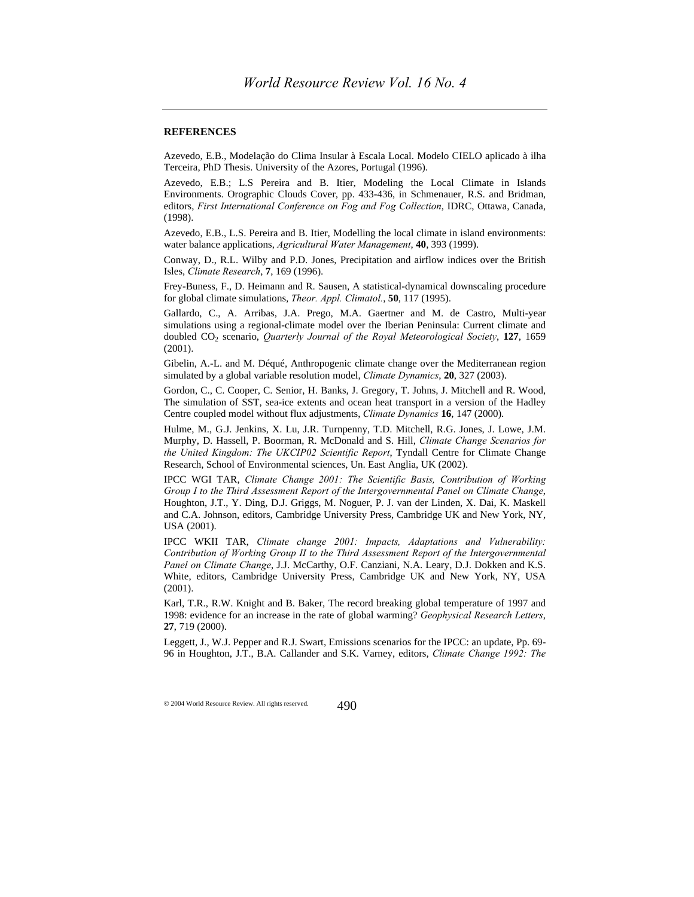### REFERENCES

Azevedo, E.B., Modelação do Clima Insular à Escala Local. Modelo CIELO aplicado à ilha Terceira, PhD Thesis. University of the Azores, Portugal (1996).

Azevedo, E.B.; L.S Pereira and B. Itier, Modeling the Local Climate in Islands Environments. Orographic Clouds Cover, pp. 433-436, in Schmenauer, R.S. and Bridman, editors, *First International Conference on Fog and Fog Collection*, IDRC, Ottawa, Canada, (1998).

Azevedo, E.B., L.S. Pereira and B. Itier, Modelling the local climate in island environments: water balance applications, *Agricultural Water Management*, **40**, 393 (1999).

Conway, D., R.L. Wilby and P.D. Jones, Precipitation and airflow indices over the British Isles, *Climate Research*, **7**, 169 (1996).

Frey-Buness, F., D. Heimann and R. Sausen, A statistical-dynamical downscaling procedure for global climate simulations, *Theor. Appl. Climatol.*, **50**, 117 (1995).

Gallardo, C., A. Arribas, J.A. Prego, M.A. Gaertner and M. de Castro, Multi-year simulations using a regional-climate model over the Iberian Peninsula: Current climate and doubled $CO_2$ scenario, *Quarterly Journal of the Royal Meteorological Society*, **127**, 1659 (2001).

Gibelin, A.-L. and M. Déqué, Anthropogenic climate change over the Mediterranean region simulated by a global variable resolution model, *Climate Dynamics*, **20**, 327 (2003).

Gordon, C., C. Cooper, C. Senior, H. Banks, J. Gregory, T. Johns, J. Mitchell and R. Wood, The simulation of SST, sea-ice extents and ocean heat transport in a version of the Hadley Centre coupled model without flux adjustments, *Climate Dynamics* **16**, 147 (2000).

Hulme, M., G.J. Jenkins, X. Lu, J.R. Turnpenny, T.D. Mitchell, R.G. Jones, J. Lowe, J.M. Murphy, D. Hassell, P. Boorman, R. McDonald and S. Hill, *Climate Change Scenarios for the United Kingdom: The UKCIP02 Scientific Report*, Tyndall Centre for Climate Change Research, School of Environmental sciences, Un. East Anglia, UK (2002).

IPCC WGI TAR, *Climate Change 2001: The Scientific Basis, Contribution of Working Group I to the Third Assessment Report of the Intergovernmental Panel on Climate Change*, Houghton, J.T., Y. Ding, D.J. Griggs, M. Noguer, P. J. van der Linden, X. Dai, K. Maskell and C.A. Johnson, editors, Cambridge University Press, Cambridge UK and New York, NY, USA (2001).

IPCC WKII TAR, *Climate change 2001: Impacts, Adaptations and Vulnerability: Contribution of Working Group II to the Third Assessment Report of the Intergovernmental Panel on Climate Change*, J.J. McCarthy, O.F. Canziani, N.A. Leary, D.J. Dokken and K.S. White, editors, Cambridge University Press, Cambridge UK and New York, NY, USA (2001).

Karl, T.R., R.W. Knight and B. Baker, The record breaking global temperature of 1997 and 1998: evidence for an increase in the rate of global warming? *Geophysical Research Letters*, **27**, 719 (2000).

Leggett, J., W.J. Pepper and R.J. Swart, Emissions scenarios for the IPCC: an update, Pp. 69-96 in Houghton, J.T., B.A. Callander and S.K. Varney, editors, *Climate Change 1992: The*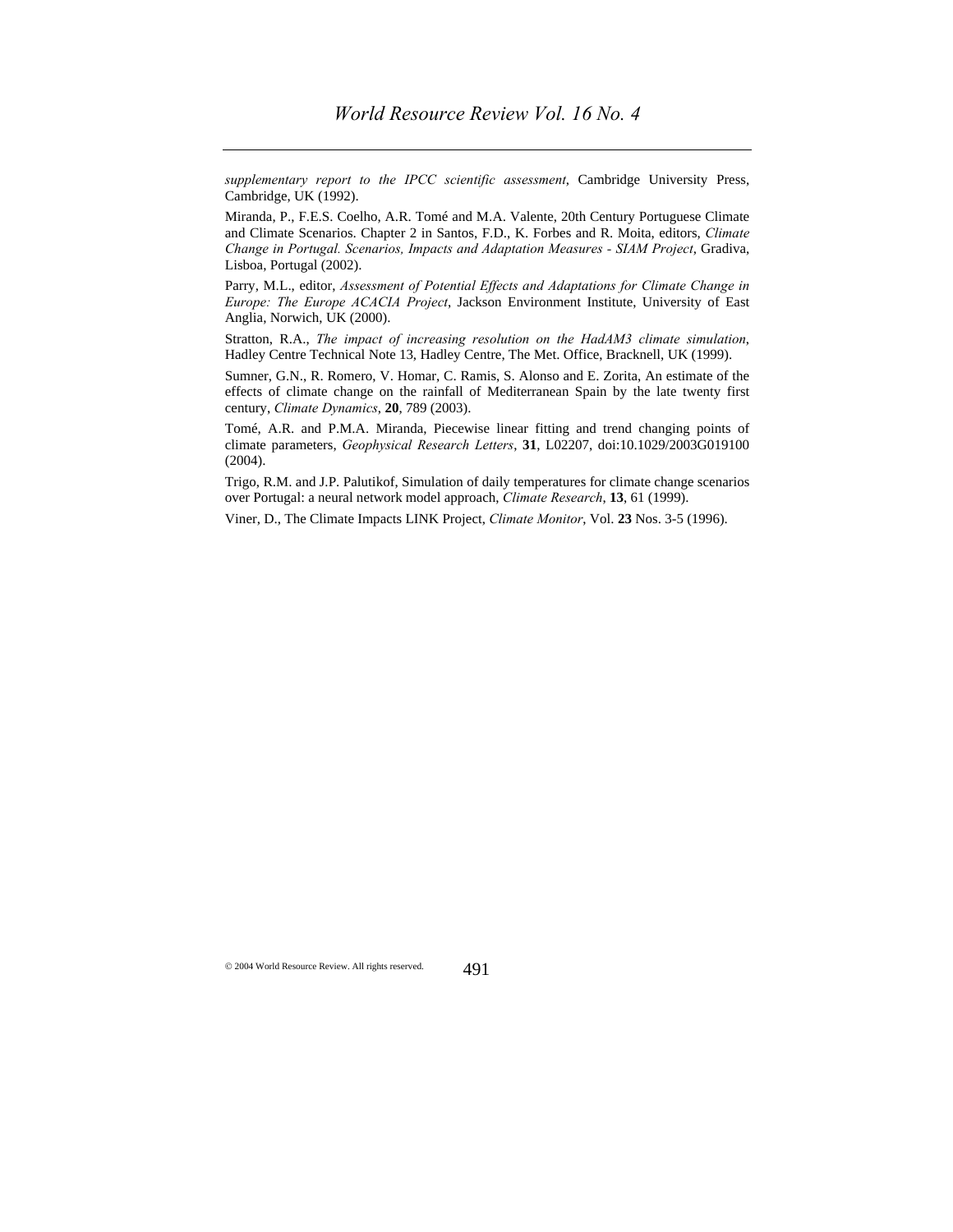*supplementary report to the IPCC scientific assessment*, Cambridge University Press, Cambridge, UK (1992).

Miranda, P., F.E.S. Coelho, A.R. Tomé and M.A. Valente, 20th Century Portuguese Climate and Climate Scenarios. Chapter 2 in Santos, F.D., K. Forbes and R. Moita, editors, *Climate Change in Portugal. Scenarios, Impacts and Adaptation Measures - SIAM Project*, Gradiva, Lisboa, Portugal (2002).

Parry, M.L., editor, *Assessment of Potential Effects and Adaptations for Climate Change in Europe: The Europe ACACIA Project*, Jackson Environment Institute, University of East Anglia, Norwich, UK (2000).

Stratton, R.A., *The impact of increasing resolution on the HadAM3 climate simulation*, Hadley Centre Technical Note 13, Hadley Centre, The Met. Office, Bracknell, UK (1999).

Sumner, G.N., R. Romero, V. Homar, C. Ramis, S. Alonso and E. Zorita, An estimate of the effects of climate change on the rainfall of Mediterranean Spain by the late twenty first century, *Climate Dynamics*, **20**, 789 (2003).

Tomé, A.R. and P.M.A. Miranda, Piecewise linear fitting and trend changing points of climate parameters, *Geophysical Research Letters*, **31**, L02207, doi:10.1029/2003G019100 (2004).

Trigo, R.M. and J.P. Palutikof, Simulation of daily temperatures for climate change scenarios over Portugal: a neural network model approach, *Climate Research*, **13**, 61 (1999).

Viner, D., The Climate Impacts LINK Project, *Climate Monitor*, Vol. **23** Nos. 3-5 (1996).